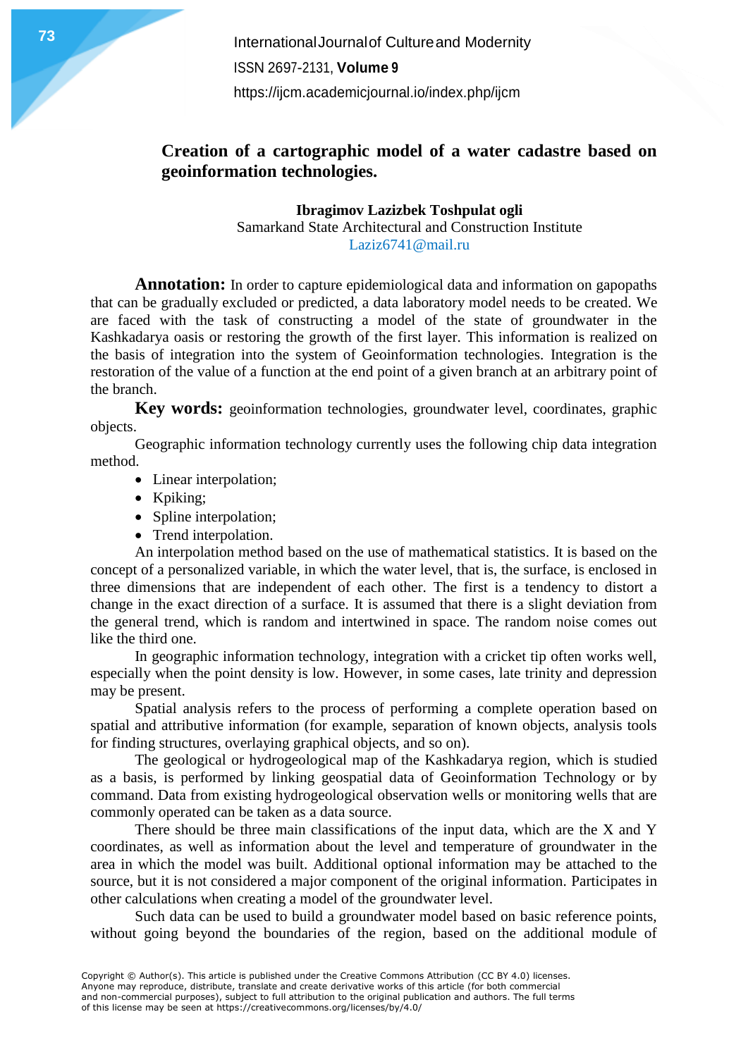# Creation of a cartographic model of a water cadastre based on geoinformation technologies.

**Ibragimov Lazizbek Toshpulat ogli**
Samarkand State Architectural and Construction Institute
Laziz6741@mail.ru

**Annotation:** In order to capture epidemiological data and information on gapopaths that can be gradually excluded or predicted, a data laboratory model needs to be created. We are faced with the task of constructing a model of the state of groundwater in the Kashkadarya oasis or restoring the growth of the first layer. This information is realized on the basis of integration into the system of Geoinformation technologies. Integration is the restoration of the value of a function at the end point of a given branch at an arbitrary point of the branch.

**Key words:** geoinformation technologies, groundwater level, coordinates, graphic objects.

Geographic information technology currently uses the following chip data integration method.

- Linear interpolation;
- Kpiking;
- Spline interpolation;
- Trend interpolation.

An interpolation method based on the use of mathematical statistics. It is based on the concept of a personalized variable, in which the water level, that is, the surface, is enclosed in three dimensions that are independent of each other. The first is a tendency to distort a change in the exact direction of a surface. It is assumed that there is a slight deviation from the general trend, which is random and intertwined in space. The random noise comes out like the third one.

In geographic information technology, integration with a cricket tip often works well, especially when the point density is low. However, in some cases, late trinity and depression may be present.

Spatial analysis refers to the process of performing a complete operation based on spatial and attributive information (for example, separation of known objects, analysis tools for finding structures, overlaying graphical objects, and so on).

The geological or hydrogeological map of the Kashkadarya region, which is studied as a basis, is performed by linking geospatial data of Geoinformation Technology or by command. Data from existing hydrogeological observation wells or monitoring wells that are commonly operated can be taken as a data source.

There should be three main classifications of the input data, which are the X and Y coordinates, as well as information about the level and temperature of groundwater in the area in which the model was built. Additional optional information may be attached to the source, but it is not considered a major component of the original information. Participates in other calculations when creating a model of the groundwater level.

Such data can be used to build a groundwater model based on basic reference points, without going beyond the boundaries of the region, based on the additional module of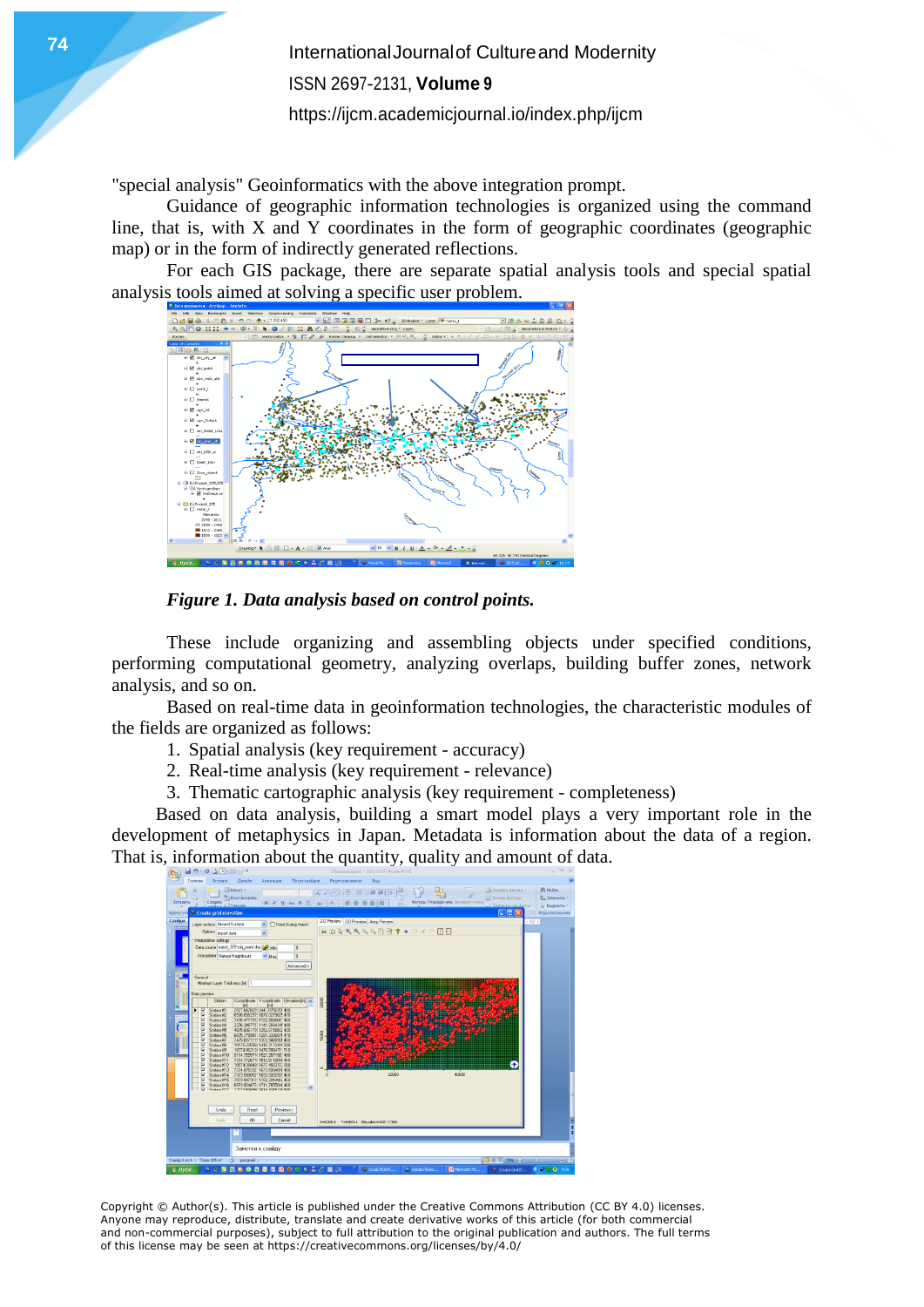"special analysis" Geoinformatics with the above integration prompt.

Guidance of geographic information technologies is organized using the command line, that is, with X and Y coordinates in the form of geographic coordinates (geographic map) or in the form of indirectly generated reflections.

For each GIS package, there are separate spatial analysis tools and special spatial analysis tools aimed at solving a specific user problem.

***Figure 1. Data analysis based on control points.***

These include organizing and assembling objects under specified conditions, performing computational geometry, analyzing overlaps, building buffer zones, network analysis, and so on.

Based on real-time data in geoinformation technologies, the characteristic modules of the fields are organized as follows:

1. Spatial analysis (key requirement - accuracy)
2. Real-time analysis (key requirement - relevance)
3. Thematic cartographic analysis (key requirement - completeness)

Based on data analysis, building a smart model plays a very important role in the development of metaphysics in Japan. Metadata is information about the data of a region. That is, information about the quantity, quality and amount of data.

Copyright © Author(s). This article is published under the Creative Commons Attribution (CC BY 4.0) licenses. Anyone may reproduce, distribute, translate and create derivative works of this article (for both commercial and non-commercial purposes), subject to full attribution to the original publication and authors. The full terms of this license may be seen at https://creativecommons.org/licenses/by/4.0/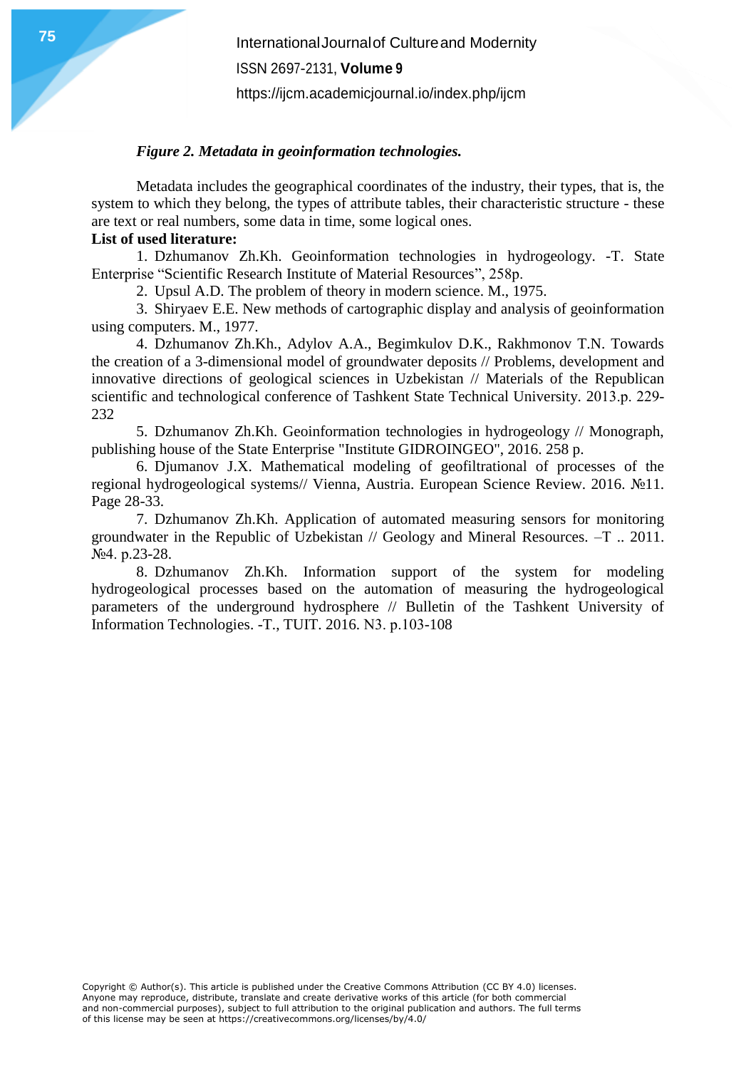*Figure 2. Metadata in geoinformation technologies.*

Metadata includes the geographical coordinates of the industry, their types, that is, the system to which they belong, the types of attribute tables, their characteristic structure - these are text or real numbers, some data in time, some logical ones.

**List of used literature:**

1. Dzhumanov Zh.Kh. Geoinformation technologies in hydrogeology. -T. State Enterprise “Scientific Research Institute of Material Resources”, 258p.
2. Upsul A.D. The problem of theory in modern science. M., 1975.
3. Shiryaev E.E. New methods of cartographic display and analysis of geoinformation using computers. M., 1977.
4. Dzhumanov Zh.Kh., Adylov A.A., Begimkulov D.K., Rakhmonov T.N. Towards the creation of a 3-dimensional model of groundwater deposits // Problems, development and innovative directions of geological sciences in Uzbekistan // Materials of the Republican scientific and technological conference of Tashkent State Technical University. 2013.p. 229-232
5. Dzhumanov Zh.Kh. Geoinformation technologies in hydrogeology // Monograph, publishing house of the State Enterprise "Institute GIDROINGEO", 2016. 258 p.
6. Djumanov J.X. Mathematical modeling of geofiltrational of processes of the regional hydrogeological systems// Vienna, Austria. European Science Review. 2016. №11. Page 28-33.
7. Dzhumanov Zh.Kh. Application of automated measuring sensors for monitoring groundwater in the Republic of Uzbekistan // Geology and Mineral Resources. –T .. 2011. №4. p.23-28.
8. Dzhumanov Zh.Kh. Information support of the system for modeling hydrogeological processes based on the automation of measuring the hydrogeological parameters of the underground hydrosphere // Bulletin of the Tashkent University of Information Technologies. -T., TUIT. 2016. N3. p.103-108

Copyright © Author(s). This article is published under the Creative Commons Attribution (CC BY 4.0) licenses. Anyone may reproduce, distribute, translate and create derivative works of this article (for both commercial and non-commercial purposes), subject to full attribution to the original publication and authors. The full terms of this license may be seen at https://creativecommons.org/licenses/by/4.0/